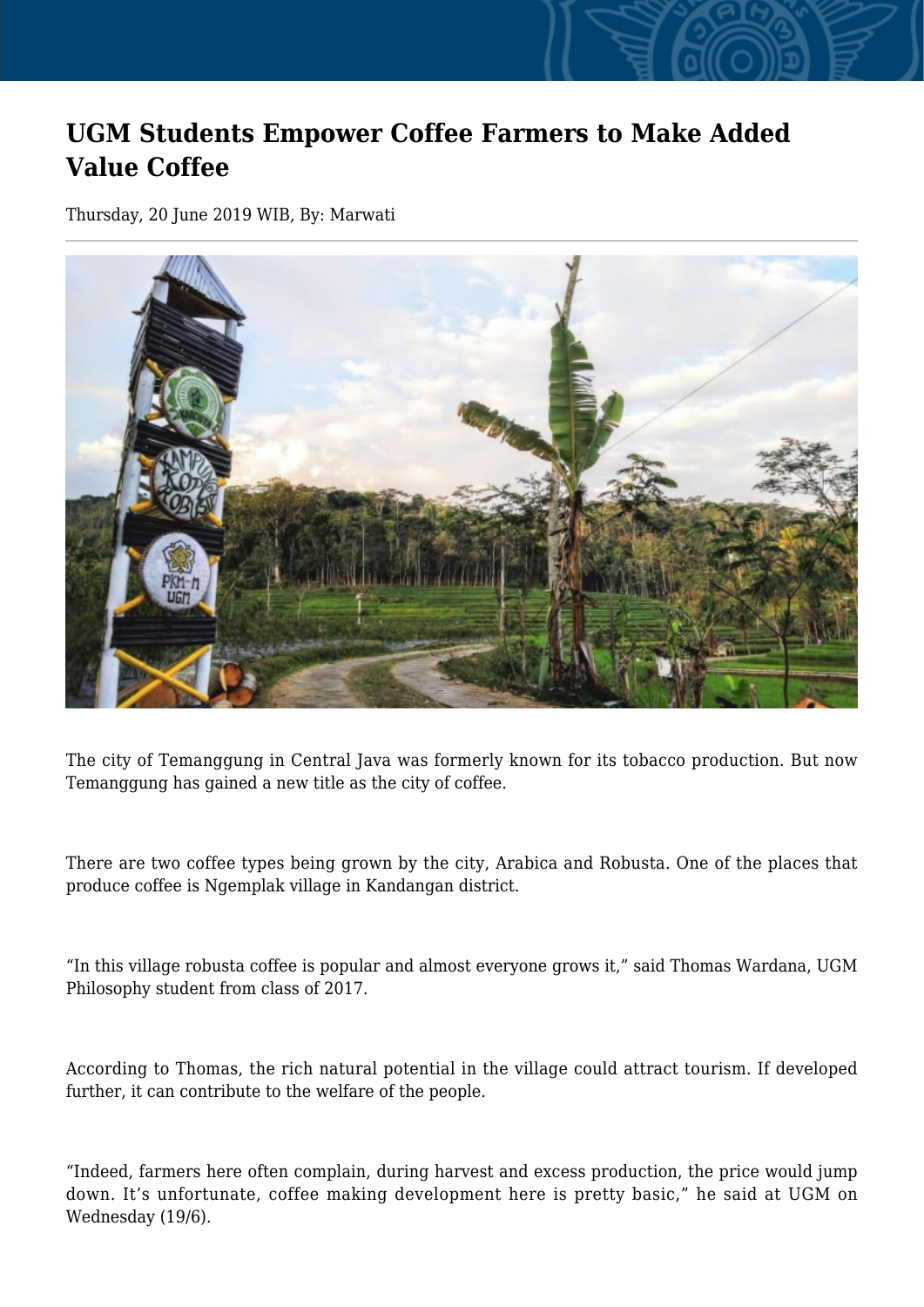# UGM Students Empower Coffee Farmers to Make Added Value Coffee

Thursday, 20 June 2019 WIB, By: Marwati

The city of Temanggung in Central Java was formerly known for its tobacco production. But now Temanggung has gained a new title as the city of coffee.

There are two coffee types being grown by the city, Arabica and Robusta. One of the places that produce coffee is Ngemplak village in Kandangan district.

"In this village robusta coffee is popular and almost everyone grows it," said Thomas Wardana, UGM Philosophy student from class of 2017.

According to Thomas, the rich natural potential in the village could attract tourism. If developed further, it can contribute to the welfare of the people.

"Indeed, farmers here often complain, during harvest and excess production, the price would jump down. It's unfortunate, coffee making development here is pretty basic," he said at UGM on Wednesday (19/6).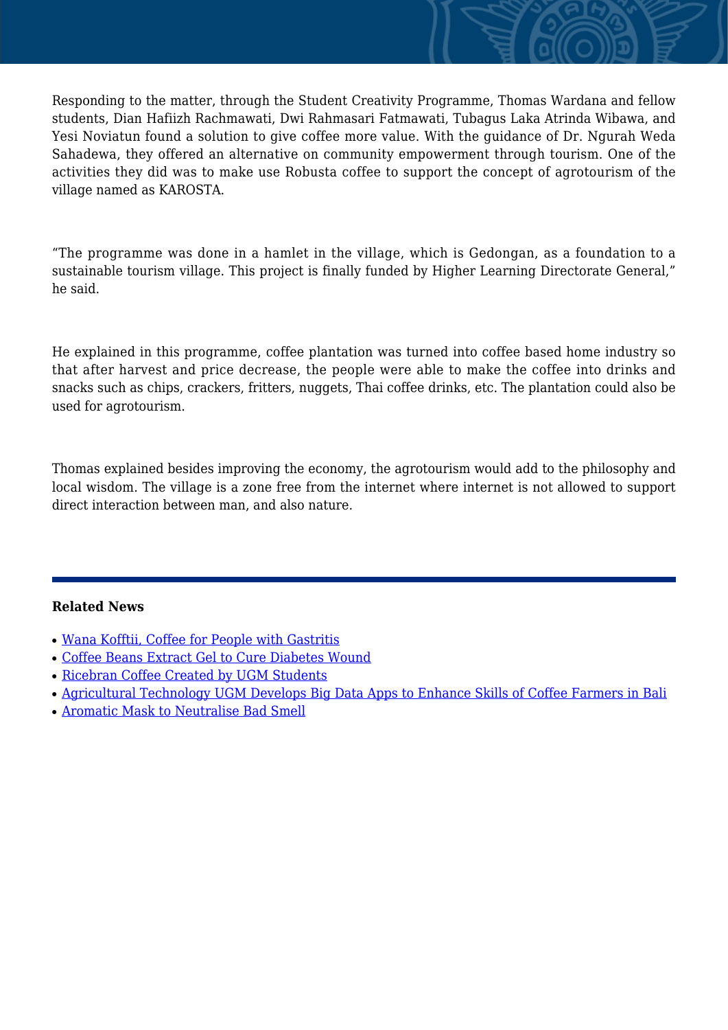Responding to the matter, through the Student Creativity Programme, Thomas Wardana and fellow students, Dian Hafiizh Rachmawati, Dwi Rahmasari Fatmawati, Tubagus Laka Atrinda Wibawa, and Yesi Noviatun found a solution to give coffee more value. With the guidance of Dr. Ngurah Weda Sahadewa, they offered an alternative on community empowerment through tourism. One of the activities they did was to make use Robusta coffee to support the concept of agrotourism of the village named as KAROSTA.

"The programme was done in a hamlet in the village, which is Gedongan, as a foundation to a sustainable tourism village. This project is finally funded by Higher Learning Directorate General," he said.

He explained in this programme, coffee plantation was turned into coffee based home industry so that after harvest and price decrease, the people were able to make the coffee into drinks and snacks such as chips, crackers, fritters, nuggets, Thai coffee drinks, etc. The plantation could also be used for agrotourism.

Thomas explained besides improving the economy, the agrotourism would add to the philosophy and local wisdom. The village is a zone free from the internet where internet is not allowed to support direct interaction between man, and also nature.

---

**Related News**

- Wana Kofftii, Coffee for People with Gastritis
- Coffee Beans Extract Gel to Cure Diabetes Wound
- Ricebran Coffee Created by UGM Students
- Agricultural Technology UGM Develops Big Data Apps to Enhance Skills of Coffee Farmers in Bali
- Aromatic Mask to Neutralise Bad Smell